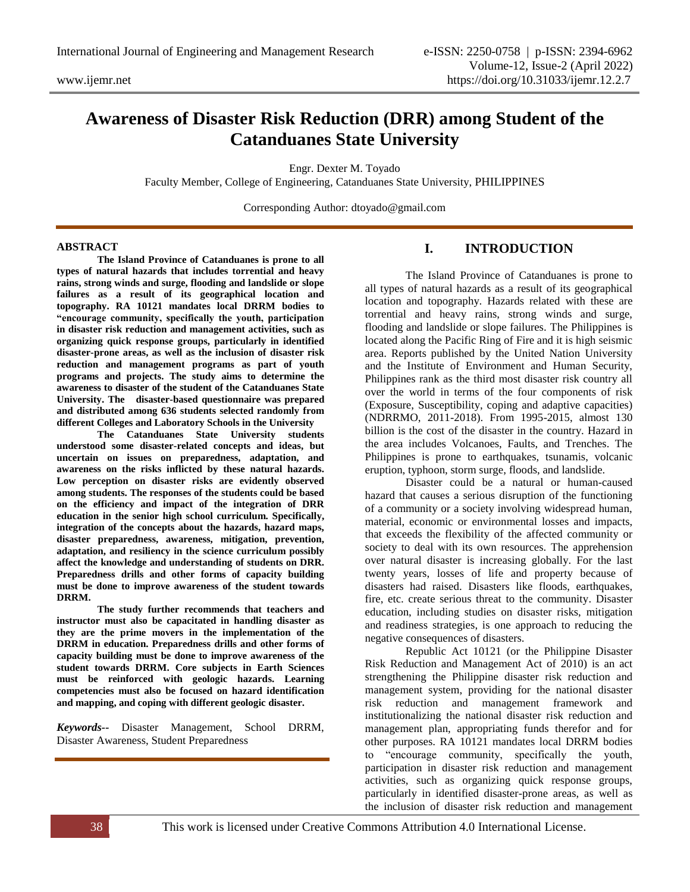# Awareness of Disaster Risk Reduction (DRR) among Student of the Catanduanes State University

Engr. Dexter M. Toyado

Faculty Member, College of Engineering, Catanduanes State University, PHILIPPINES

Corresponding Author: dtoyado@gmail.com

## ABSTRACT

**The Island Province of Catanduanes is prone to all types of natural hazards that includes torrential and heavy rains, strong winds and surge, flooding and landslide or slope failures as a result of its geographical location and topography. RA 10121 mandates local DRRM bodies to "encourage community, specifically the youth, participation in disaster risk reduction and management activities, such as organizing quick response groups, particularly in identified disaster-prone areas, as well as the inclusion of disaster risk reduction and management programs as part of youth programs and projects. The study aims to determine the awareness to disaster of the student of the Catanduanes State University. The disaster-based questionnaire was prepared and distributed among 636 students selected randomly from different Colleges and Laboratory Schools in the University**

**The Catanduanes State University students understood some disaster-related concepts and ideas, but uncertain on issues on preparedness, adaptation, and awareness on the risks inflicted by these natural hazards. Low perception on disaster risks are evidently observed among students. The responses of the students could be based on the efficiency and impact of the integration of DRR education in the senior high school curriculum. Specifically, integration of the concepts about the hazards, hazard maps, disaster preparedness, awareness, mitigation, prevention, adaptation, and resiliency in the science curriculum possibly affect the knowledge and understanding of students on DRR. Preparedness drills and other forms of capacity building must be done to improve awareness of the student towards DRRM.**

**The study further recommends that teachers and instructor must also be capacitated in handling disaster as they are the prime movers in the implementation of the DRRM in education. Preparedness drills and other forms of capacity building must be done to improve awareness of the student towards DRRM. Core subjects in Earth Sciences must be reinforced with geologic hazards. Learning competencies must also be focused on hazard identification and mapping, and coping with different geologic disaster.**

***Keywords--*** Disaster Management, School DRRM, Disaster Awareness, Student Preparedness

## I. INTRODUCTION

The Island Province of Catanduanes is prone to all types of natural hazards as a result of its geographical location and topography. Hazards related with these are torrential and heavy rains, strong winds and surge, flooding and landslide or slope failures. The Philippines is located along the Pacific Ring of Fire and it is high seismic area. Reports published by the United Nation University and the Institute of Environment and Human Security, Philippines rank as the third most disaster risk country all over the world in terms of the four components of risk (Exposure, Susceptibility, coping and adaptive capacities) (NDRRMO, 2011-2018). From 1995-2015, almost 130 billion is the cost of the disaster in the country. Hazard in the area includes Volcanoes, Faults, and Trenches. The Philippines is prone to earthquakes, tsunamis, volcanic eruption, typhoon, storm surge, floods, and landslide.

Disaster could be a natural or human-caused hazard that causes a serious disruption of the functioning of a community or a society involving widespread human, material, economic or environmental losses and impacts, that exceeds the flexibility of the affected community or society to deal with its own resources. The apprehension over natural disaster is increasing globally. For the last twenty years, losses of life and property because of disasters had raised. Disasters like floods, earthquakes, fire, etc. create serious threat to the community. Disaster education, including studies on disaster risks, mitigation and readiness strategies, is one approach to reducing the negative consequences of disasters.

Republic Act 10121 (or the Philippine Disaster Risk Reduction and Management Act of 2010) is an act strengthening the Philippine disaster risk reduction and management system, providing for the national disaster risk reduction and management framework and institutionalizing the national disaster risk reduction and management plan, appropriating funds therefor and for other purposes. RA 10121 mandates local DRRM bodies to "encourage community, specifically the youth, participation in disaster risk reduction and management activities, such as organizing quick response groups, particularly in identified disaster-prone areas, as well as the inclusion of disaster risk reduction and management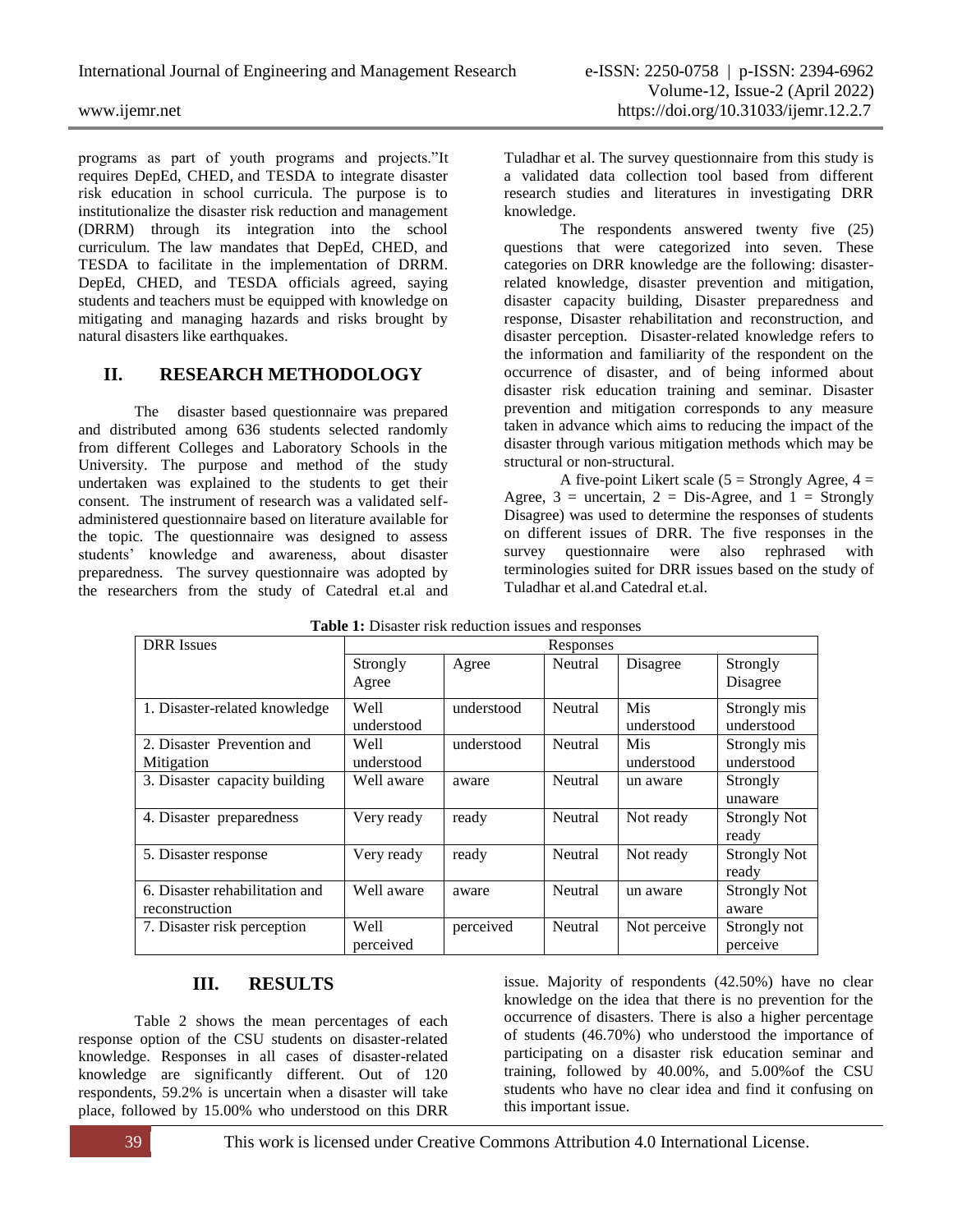programs as part of youth programs and projects."It requires DepEd, CHED, and TESDA to integrate disaster risk education in school curricula. The purpose is to institutionalize the disaster risk reduction and management (DRRM) through its integration into the school curriculum. The law mandates that DepEd, CHED, and TESDA to facilitate in the implementation of DRRM. DepEd, CHED, and TESDA officials agreed, saying students and teachers must be equipped with knowledge on mitigating and managing hazards and risks brought by natural disasters like earthquakes.

## II. RESEARCH METHODOLOGY

The disaster based questionnaire was prepared and distributed among 636 students selected randomly from different Colleges and Laboratory Schools in the University. The purpose and method of the study undertaken was explained to the students to get their consent. The instrument of research was a validated self-administered questionnaire based on literature available for the topic. The questionnaire was designed to assess students' knowledge and awareness, about disaster preparedness. The survey questionnaire was adopted by the researchers from the study of Catedral et.al and Tuladhar et al. The survey questionnaire from this study is a validated data collection tool based from different research studies and literatures in investigating DRR knowledge.

The respondents answered twenty five (25) questions that were categorized into seven. These categories on DRR knowledge are the following: disaster-related knowledge, disaster prevention and mitigation, disaster capacity building, Disaster preparedness and response, Disaster rehabilitation and reconstruction, and disaster perception. Disaster-related knowledge refers to the information and familiarity of the respondent on the occurrence of disaster, and of being informed about disaster risk education training and seminar. Disaster prevention and mitigation corresponds to any measure taken in advance which aims to reducing the impact of the disaster through various mitigation methods which may be structural or non-structural.

A five-point Likert scale (5 = Strongly Agree, 4 = Agree, 3 = uncertain, 2 = Dis-Agree, and 1 = Strongly Disagree) was used to determine the responses of students on different issues of DRR. The five responses in the survey questionnaire were also rephrased with terminologies suited for DRR issues based on the study of Tuladhar et al.and Catedral et.al.

**Table 1:** Disaster risk reduction issues and responses

| DRR Issues | Responses | | | | |
|---|---|---|---|---|---|
| | Strongly Agree | Agree | Neutral | Disagree | Strongly Disagree |
| 1. Disaster-related knowledge | Well understood | understood | Neutral | Mis understood | Strongly mis understood |
| 2. Disaster Prevention and Mitigation | Well understood | understood | Neutral | Mis understood | Strongly mis understood |
| 3. Disaster capacity building | Well aware | aware | Neutral | un aware | Strongly unaware |
| 4. Disaster preparedness | Very ready | ready | Neutral | Not ready | Strongly Not ready |
| 5. Disaster response | Very ready | ready | Neutral | Not ready | Strongly Not ready |
| 6. Disaster rehabilitation and reconstruction | Well aware | aware | Neutral | un aware | Strongly Not aware |
| 7. Disaster risk perception | Well perceived | perceived | Neutral | Not perceive | Strongly not perceive |

## III. RESULTS

Table 2 shows the mean percentages of each response option of the CSU students on disaster-related knowledge. Responses in all cases of disaster-related knowledge are significantly different. Out of 120 respondents, 59.2% is uncertain when a disaster will take place, followed by 15.00% who understood on this DRR issue. Majority of respondents (42.50%) have no clear knowledge on the idea that there is no prevention for the occurrence of disasters. There is also a higher percentage of students (46.70%) who understood the importance of participating on a disaster risk education seminar and training, followed by 40.00%, and 5.00%of the CSU students who have no clear idea and find it confusing on this important issue.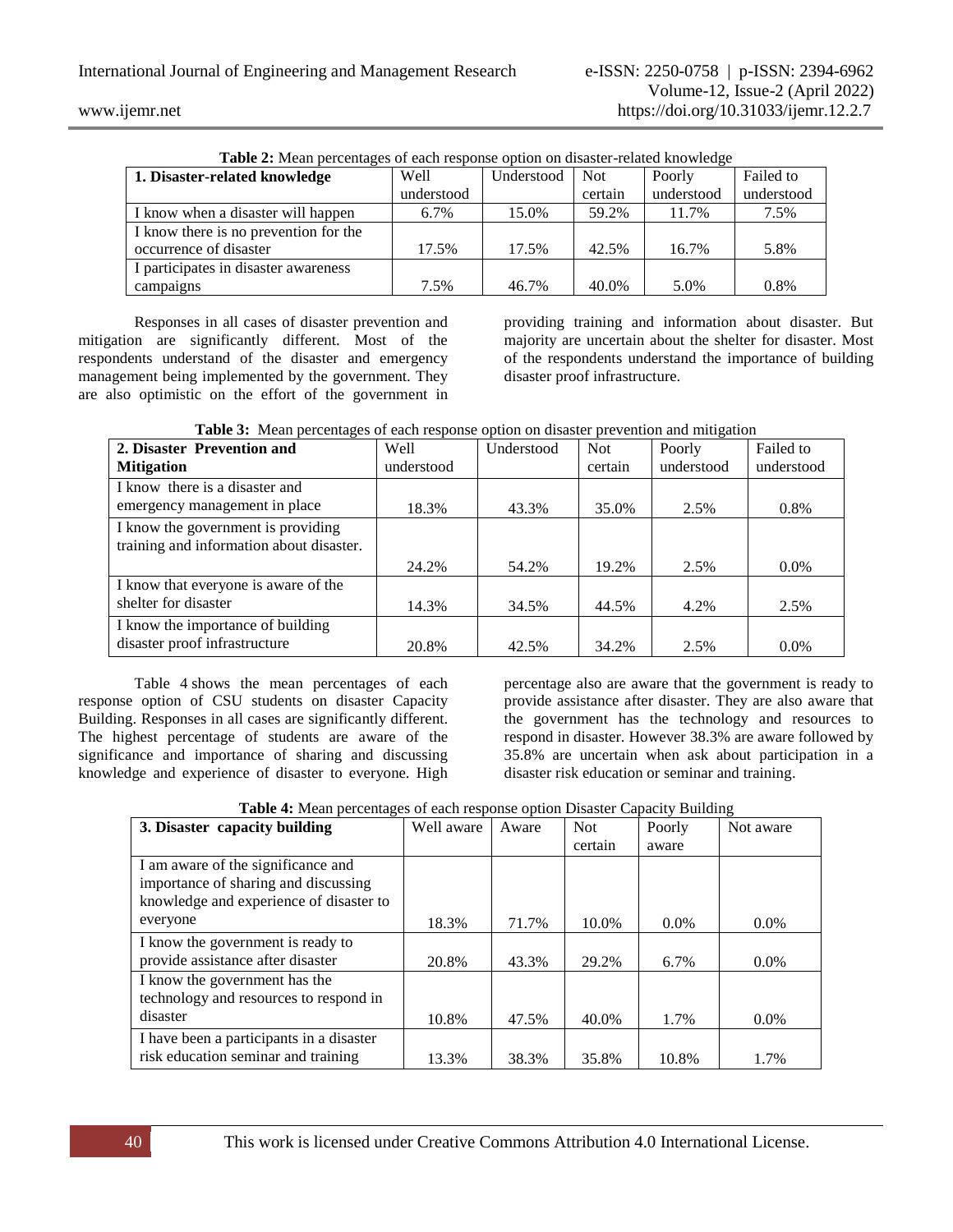**Table 2:** Mean percentages of each response option on disaster-related knowledge

| **1. Disaster-related knowledge** | Well understood | Understood | Not certain | Poorly understood | Failed to understood |
|---|---|---|---|---|---|
| I know when a disaster will happen | 6.7% | 15.0% | 59.2% | 11.7% | 7.5% |
| I know there is no prevention for the occurrence of disaster | 17.5% | 17.5% | 42.5% | 16.7% | 5.8% |
| I participates in disaster awareness campaigns | 7.5% | 46.7% | 40.0% | 5.0% | 0.8% |

Responses in all cases of disaster prevention and mitigation are significantly different. Most of the respondents understand of the disaster and emergency management being implemented by the government. They are also optimistic on the effort of the government in providing training and information about disaster. But majority are uncertain about the shelter for disaster. Most of the respondents understand the importance of building disaster proof infrastructure.

**Table 3:** Mean percentages of each response option on disaster prevention and mitigation

| **2. Disaster Prevention and Mitigation** | Well understood | Understood | Not certain | Poorly understood | Failed to understood |
|---|---|---|---|---|---|
| I know there is a disaster and emergency management in place | 18.3% | 43.3% | 35.0% | 2.5% | 0.8% |
| I know the government is providing training and information about disaster. | 24.2% | 54.2% | 19.2% | 2.5% | 0.0% |
| I know that everyone is aware of the shelter for disaster | 14.3% | 34.5% | 44.5% | 4.2% | 2.5% |
| I know the importance of building disaster proof infrastructure | 20.8% | 42.5% | 34.2% | 2.5% | 0.0% |

Table 4 shows the mean percentages of each response option of CSU students on disaster Capacity Building. Responses in all cases are significantly different. The highest percentage of students are aware of the significance and importance of sharing and discussing knowledge and experience of disaster to everyone. High percentage also are aware that the government is ready to provide assistance after disaster. They are also aware that the government has the technology and resources to respond in disaster. However 38.3% are aware followed by 35.8% are uncertain when ask about participation in a disaster risk education or seminar and training.

**Table 4:** Mean percentages of each response option Disaster Capacity Building

| **3. Disaster capacity building** | Well aware | Aware | Not certain | Poorly aware | Not aware |
|---|---|---|---|---|---|
| I am aware of the significance and importance of sharing and discussing knowledge and experience of disaster to everyone | 18.3% | 71.7% | 10.0% | 0.0% | 0.0% |
| I know the government is ready to provide assistance after disaster | 20.8% | 43.3% | 29.2% | 6.7% | 0.0% |
| I know the government has the technology and resources to respond in disaster | 10.8% | 47.5% | 40.0% | 1.7% | 0.0% |
| I have been a participants in a disaster risk education seminar and training | 13.3% | 38.3% | 35.8% | 10.8% | 1.7% |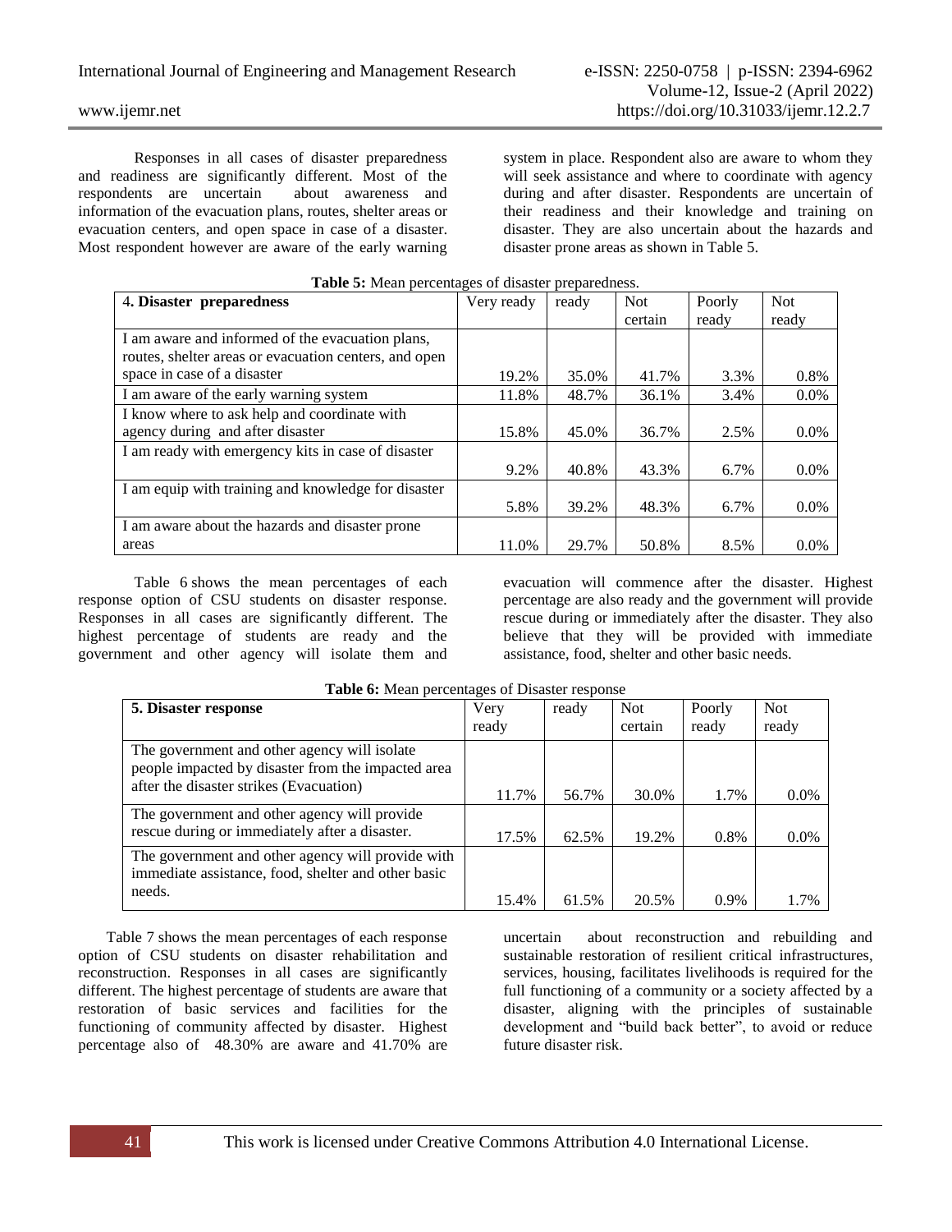Responses in all cases of disaster preparedness and readiness are significantly different. Most of the respondents are uncertain about awareness and information of the evacuation plans, routes, shelter areas or evacuation centers, and open space in case of a disaster. Most respondent however are aware of the early warning system in place. Respondent also are aware to whom they will seek assistance and where to coordinate with agency during and after disaster. Respondents are uncertain of their readiness and their knowledge and training on disaster. They are also uncertain about the hazards and disaster prone areas as shown in Table 5.

**Table 5:** Mean percentages of disaster preparedness.

| 4. **Disaster preparedness** | Very ready | ready | Not certain | Poorly ready | Not ready |
|---|---|---|---|---|---|
| I am aware and informed of the evacuation plans, routes, shelter areas or evacuation centers, and open space in case of a disaster | 19.2% | 35.0% | 41.7% | 3.3% | 0.8% |
| I am aware of the early warning system | 11.8% | 48.7% | 36.1% | 3.4% | 0.0% |
| I know where to ask help and coordinate with agency during and after disaster | 15.8% | 45.0% | 36.7% | 2.5% | 0.0% |
| I am ready with emergency kits in case of disaster | 9.2% | 40.8% | 43.3% | 6.7% | 0.0% |
| I am equip with training and knowledge for disaster | 5.8% | 39.2% | 48.3% | 6.7% | 0.0% |
| I am aware about the hazards and disaster prone areas | 11.0% | 29.7% | 50.8% | 8.5% | 0.0% |

Table 6 shows the mean percentages of each response option of CSU students on disaster response. Responses in all cases are significantly different. The highest percentage of students are ready and the government and other agency will isolate them and evacuation will commence after the disaster. Highest percentage are also ready and the government will provide rescue during or immediately after the disaster. They also believe that they will be provided with immediate assistance, food, shelter and other basic needs.

**Table 6:** Mean percentages of Disaster response

| **5. Disaster response** | Very ready | ready | Not certain | Poorly ready | Not ready |
|---|---|---|---|---|---|
| The government and other agency will isolate people impacted by disaster from the impacted area after the disaster strikes (Evacuation) | 11.7% | 56.7% | 30.0% | 1.7% | 0.0% |
| The government and other agency will provide rescue during or immediately after a disaster. | 17.5% | 62.5% | 19.2% | 0.8% | 0.0% |
| The government and other agency will provide with immediate assistance, food, shelter and other basic needs. | 15.4% | 61.5% | 20.5% | 0.9% | 1.7% |

Table 7 shows the mean percentages of each response option of CSU students on disaster rehabilitation and reconstruction. Responses in all cases are significantly different. The highest percentage of students are aware that restoration of basic services and facilities for the functioning of community affected by disaster. Highest percentage also of 48.30% are aware and 41.70% are uncertain about reconstruction and rebuilding and sustainable restoration of resilient critical infrastructures, services, housing, facilitates livelihoods is required for the full functioning of a community or a society affected by a disaster, aligning with the principles of sustainable development and "build back better", to avoid or reduce future disaster risk.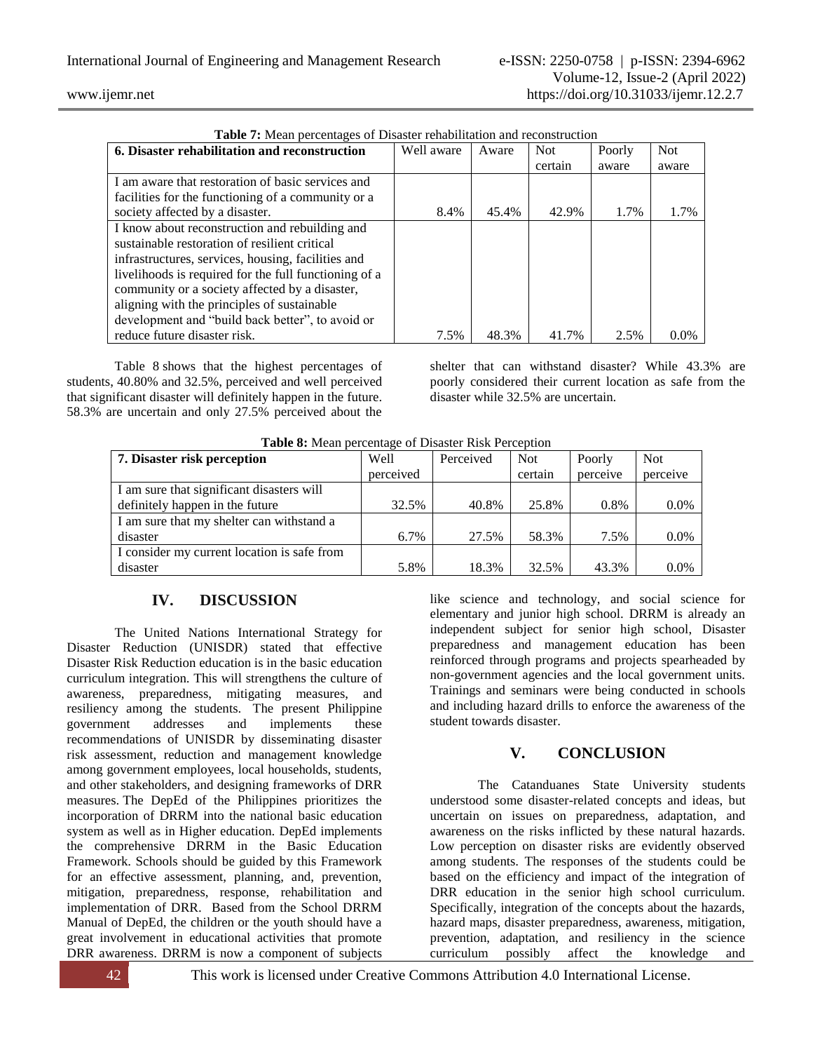**Table 7:** Mean percentages of Disaster rehabilitation and reconstruction

| 6. Disaster rehabilitation and reconstruction | Well aware | Aware | Not certain | Poorly aware | Not aware |
|---|---|---|---|---|---|
| I am aware that restoration of basic services and facilities for the functioning of a community or a society affected by a disaster. | 8.4% | 45.4% | 42.9% | 1.7% | 1.7% |
| I know about reconstruction and rebuilding and sustainable restoration of resilient critical infrastructures, services, housing, facilities and livelihoods is required for the full functioning of a community or a society affected by a disaster, aligning with the principles of sustainable development and "build back better", to avoid or reduce future disaster risk. | 7.5% | 48.3% | 41.7% | 2.5% | 0.0% |

Table 8 shows that the highest percentages of students, 40.80% and 32.5%, perceived and well perceived that significant disaster will definitely happen in the future. 58.3% are uncertain and only 27.5% perceived about the shelter that can withstand disaster? While 43.3% are poorly considered their current location as safe from the disaster while 32.5% are uncertain.

**Table 8:** Mean percentage of Disaster Risk Perception

| 7. Disaster risk perception | Well perceived | Perceived | Not certain | Poorly perceive | Not perceive |
|---|---|---|---|---|---|
| I am sure that significant disasters will definitely happen in the future | 32.5% | 40.8% | 25.8% | 0.8% | 0.0% |
| I am sure that my shelter can withstand a disaster | 6.7% | 27.5% | 58.3% | 7.5% | 0.0% |
| I consider my current location is safe from disaster | 5.8% | 18.3% | 32.5% | 43.3% | 0.0% |

## IV. DISCUSSION

The United Nations International Strategy for Disaster Reduction (UNISDR) stated that effective Disaster Risk Reduction education is in the basic education curriculum integration. This will strengthens the culture of awareness, preparedness, mitigating measures, and resiliency among the students. The present Philippine government addresses and implements these recommendations of UNISDR by disseminating disaster risk assessment, reduction and management knowledge among government employees, local households, students, and other stakeholders, and designing frameworks of DRR measures. The DepEd of the Philippines prioritizes the incorporation of DRRM into the national basic education system as well as in Higher education. DepEd implements the comprehensive DRRM in the Basic Education Framework. Schools should be guided by this Framework for an effective assessment, planning, and, prevention, mitigation, preparedness, response, rehabilitation and implementation of DRR. Based from the School DRRM Manual of DepEd, the children or the youth should have a great involvement in educational activities that promote DRR awareness. DRRM is now a component of subjects like science and technology, and social science for elementary and junior high school. DRRM is already an independent subject for senior high school, Disaster preparedness and management education has been reinforced through programs and projects spearheaded by non-government agencies and the local government units. Trainings and seminars were being conducted in schools and including hazard drills to enforce the awareness of the student towards disaster.

## V. CONCLUSION

The Catanduanes State University students understood some disaster-related concepts and ideas, but uncertain on issues on preparedness, adaptation, and awareness on the risks inflicted by these natural hazards. Low perception on disaster risks are evidently observed among students. The responses of the students could be based on the efficiency and impact of the integration of DRR education in the senior high school curriculum. Specifically, integration of the concepts about the hazards, hazard maps, disaster preparedness, awareness, mitigation, prevention, adaptation, and resiliency in the science curriculum possibly affect the knowledge and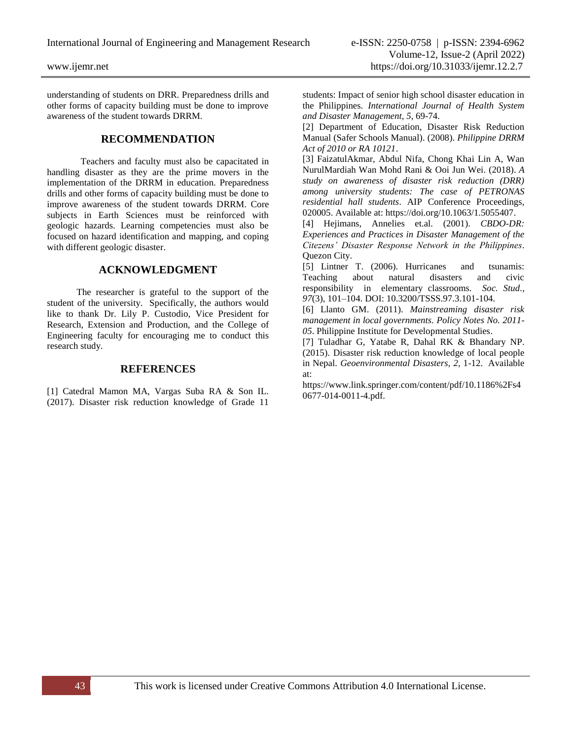understanding of students on DRR. Preparedness drills and other forms of capacity building must be done to improve awareness of the student towards DRRM.

## RECOMMENDATION

Teachers and faculty must also be capacitated in handling disaster as they are the prime movers in the implementation of the DRRM in education. Preparedness drills and other forms of capacity building must be done to improve awareness of the student towards DRRM. Core subjects in Earth Sciences must be reinforced with geologic hazards. Learning competencies must also be focused on hazard identification and mapping, and coping with different geologic disaster.

## ACKNOWLEDGMENT

The researcher is grateful to the support of the student of the university. Specifically, the authors would like to thank Dr. Lily P. Custodio, Vice President for Research, Extension and Production, and the College of Engineering faculty for encouraging me to conduct this research study.

## REFERENCES

[1] Catedral Mamon MA, Vargas Suba RA & Son IL. (2017). Disaster risk reduction knowledge of Grade 11 students: Impact of senior high school disaster education in the Philippines. *International Journal of Health System and Disaster Management, 5*, 69-74.

[2] Department of Education, Disaster Risk Reduction Manual (Safer Schools Manual). (2008). *Philippine DRRM Act of 2010 or RA 10121*.

[3] FaizatulAkmar, Abdul Nifa, Chong Khai Lin A, Wan NurulMardiah Wan Mohd Rani & Ooi Jun Wei. (2018). *A study on awareness of disaster risk reduction (DRR) among university students: The case of PETRONAS residential hall students*. AIP Conference Proceedings, 020005. Available at: https://doi.org/10.1063/1.5055407.

[4] Hejimans, Annelies et.al. (2001). *CBDO-DR: Experiences and Practices in Disaster Management of the Citezens' Disaster Response Network in the Philippines*. Quezon City.

[5] Lintner T. (2006). Hurricanes and tsunamis: Teaching about natural disasters and civic responsibility in elementary classrooms. *Soc. Stud., 97*(3), 101–104. DOI: 10.3200/TSSS.97.3.101-104.

[6] Llanto GM. (2011). *Mainstreaming disaster risk management in local governments. Policy Notes No. 2011-05*. Philippine Institute for Developmental Studies.

[7] Tuladhar G, Yatabe R, Dahal RK & Bhandary NP. (2015). Disaster risk reduction knowledge of local people in Nepal. *Geoenvironmental Disasters, 2*, 1-12. Available at: https://www.link.springer.com/content/pdf/10.1186%2Fs40677-014-0011-4.pdf.